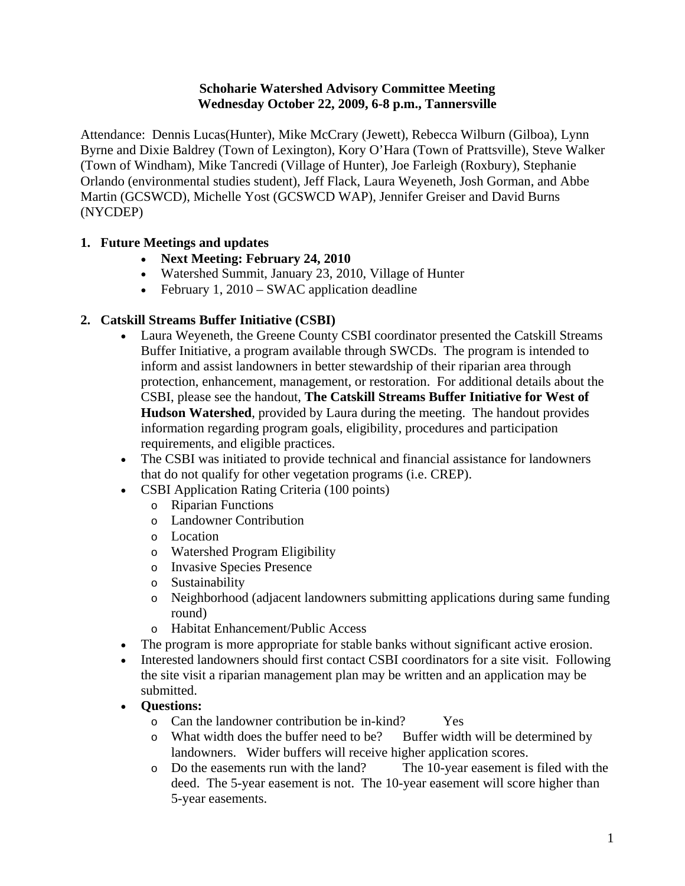**Schoharie Watershed Advisory Committee Meeting**
**Wednesday October 22, 2009, 6-8 p.m., Tannersville**

Attendance: Dennis Lucas(Hunter), Mike McCrary (Jewett), Rebecca Wilburn (Gilboa), Lynn Byrne and Dixie Baldrey (Town of Lexington), Kory O'Hara (Town of Prattsville), Steve Walker (Town of Windham), Mike Tancredi (Village of Hunter), Joe Farleigh (Roxbury), Stephanie Orlando (environmental studies student), Jeff Flack, Laura Weyeneth, Josh Gorman, and Abbe Martin (GCSWCD), Michelle Yost (GCSWCD WAP), Jennifer Greiser and David Burns (NYCDEP)

## 1. Future Meetings and updates

- **Next Meeting: February 24, 2010**
- Watershed Summit, January 23, 2010, Village of Hunter
- February 1, 2010 – SWAC application deadline

## 2. Catskill Streams Buffer Initiative (CSBI)

- Laura Weyeneth, the Greene County CSBI coordinator presented the Catskill Streams Buffer Initiative, a program available through SWCDs. The program is intended to inform and assist landowners in better stewardship of their riparian area through protection, enhancement, management, or restoration. For additional details about the CSBI, please see the handout, **The Catskill Streams Buffer Initiative for West of Hudson Watershed**, provided by Laura during the meeting. The handout provides information regarding program goals, eligibility, procedures and participation requirements, and eligible practices.
- The CSBI was initiated to provide technical and financial assistance for landowners that do not qualify for other vegetation programs (i.e. CREP).
- CSBI Application Rating Criteria (100 points)
  - Riparian Functions
  - Landowner Contribution
  - Location
  - Watershed Program Eligibility
  - Invasive Species Presence
  - Sustainability
  - Neighborhood (adjacent landowners submitting applications during same funding round)
  - Habitat Enhancement/Public Access
- The program is more appropriate for stable banks without significant active erosion.
- Interested landowners should first contact CSBI coordinators for a site visit. Following the site visit a riparian management plan may be written and an application may be submitted.
- **Questions:**
  - Can the landowner contribution be in-kind? Yes
  - What width does the buffer need to be? Buffer width will be determined by landowners. Wider buffers will receive higher application scores.
  - Do the easements run with the land? The 10-year easement is filed with the deed. The 5-year easement is not. The 10-year easement will score higher than 5-year easements.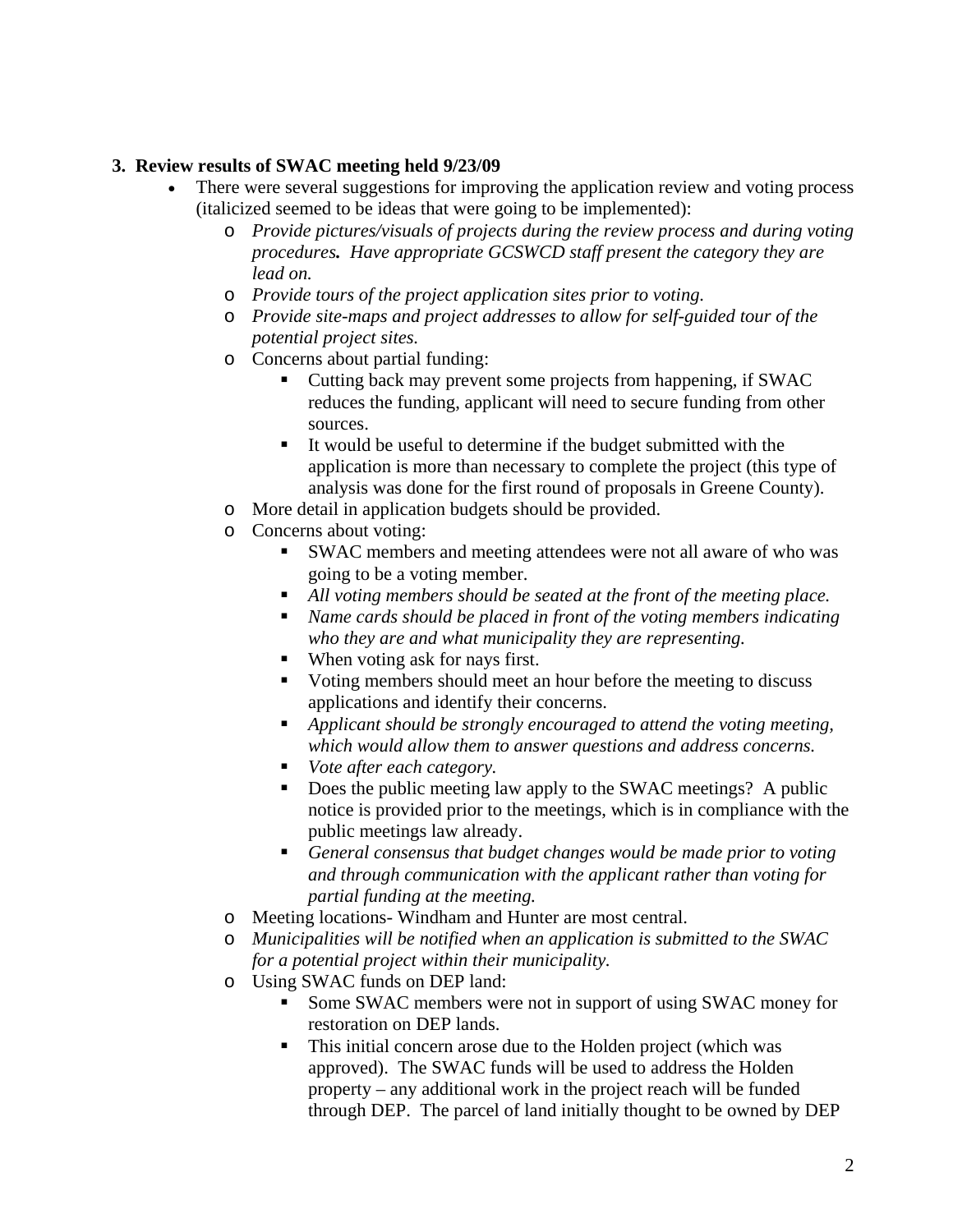**3. Review results of SWAC meeting held 9/23/09**

- There were several suggestions for improving the application review and voting process (italicized seemed to be ideas that were going to be implemented):
  - *Provide pictures/visuals of projects during the review process and during voting procedures.* *Have appropriate GCSWCD staff present the category they are lead on.*
  - *Provide tours of the project application sites prior to voting.*
  - *Provide site-maps and project addresses to allow for self-guided tour of the potential project sites.*
  - Concerns about partial funding:
    - Cutting back may prevent some projects from happening, if SWAC reduces the funding, applicant will need to secure funding from other sources.
    - It would be useful to determine if the budget submitted with the application is more than necessary to complete the project (this type of analysis was done for the first round of proposals in Greene County).
  - More detail in application budgets should be provided.
  - Concerns about voting:
    - SWAC members and meeting attendees were not all aware of who was going to be a voting member.
    - *All voting members should be seated at the front of the meeting place.*
    - *Name cards should be placed in front of the voting members indicating who they are and what municipality they are representing.*
    - When voting ask for nays first.
    - Voting members should meet an hour before the meeting to discuss applications and identify their concerns.
    - *Applicant should be strongly encouraged to attend the voting meeting, which would allow them to answer questions and address concerns.*
    - *Vote after each category.*
    - Does the public meeting law apply to the SWAC meetings? A public notice is provided prior to the meetings, which is in compliance with the public meetings law already.
    - *General consensus that budget changes would be made prior to voting and through communication with the applicant rather than voting for partial funding at the meeting.*
  - Meeting locations- Windham and Hunter are most central.
  - *Municipalities will be notified when an application is submitted to the SWAC for a potential project within their municipality.*
  - Using SWAC funds on DEP land:
    - Some SWAC members were not in support of using SWAC money for restoration on DEP lands.
    - This initial concern arose due to the Holden project (which was approved). The SWAC funds will be used to address the Holden property – any additional work in the project reach will be funded through DEP. The parcel of land initially thought to be owned by DEP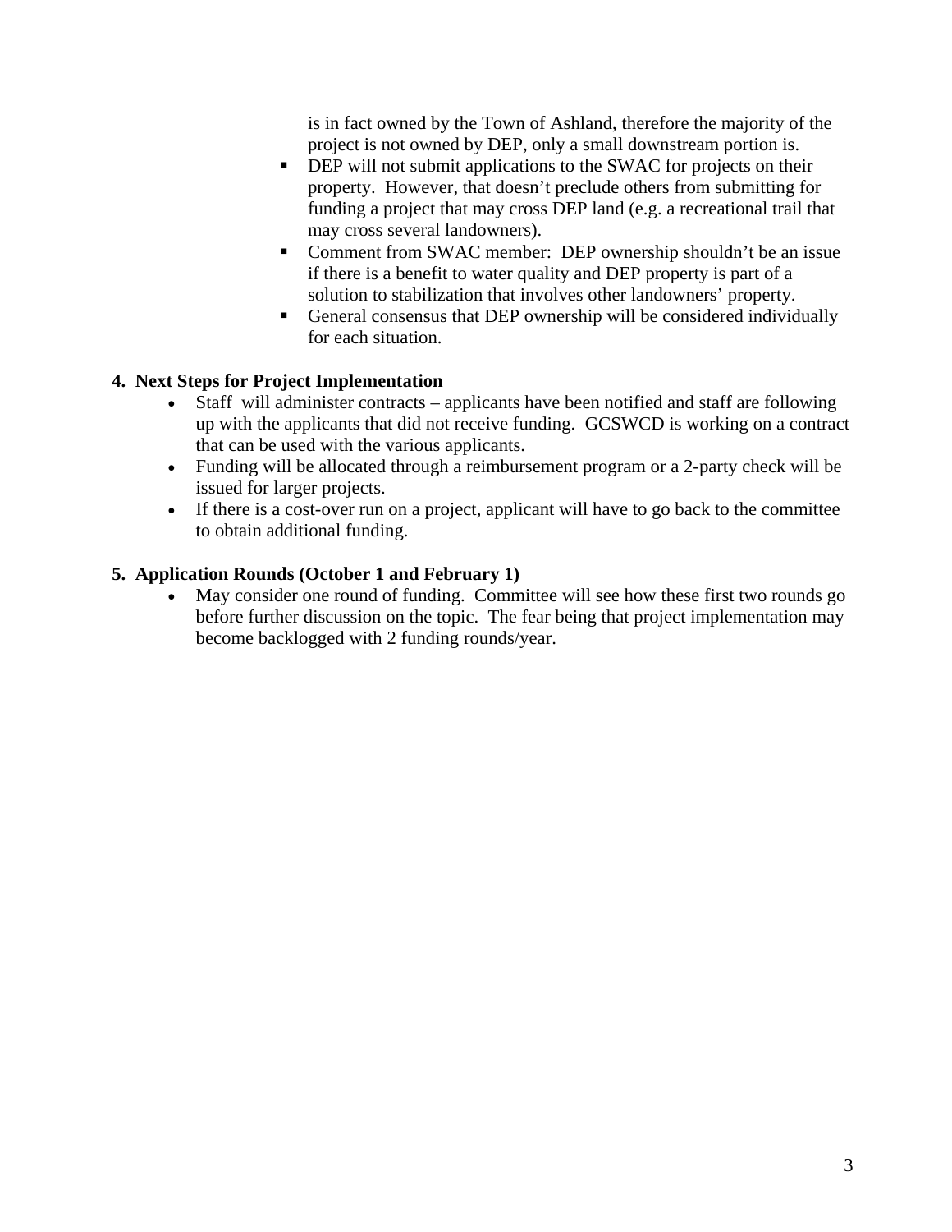is in fact owned by the Town of Ashland, therefore the majority of the project is not owned by DEP, only a small downstream portion is.

- DEP will not submit applications to the SWAC for projects on their property. However, that doesn't preclude others from submitting for funding a project that may cross DEP land (e.g. a recreational trail that may cross several landowners).
- Comment from SWAC member: DEP ownership shouldn't be an issue if there is a benefit to water quality and DEP property is part of a solution to stabilization that involves other landowners' property.
- General consensus that DEP ownership will be considered individually for each situation.

**4. Next Steps for Project Implementation**

- Staff will administer contracts – applicants have been notified and staff are following up with the applicants that did not receive funding. GCSWCD is working on a contract that can be used with the various applicants.
- Funding will be allocated through a reimbursement program or a 2-party check will be issued for larger projects.
- If there is a cost-over run on a project, applicant will have to go back to the committee to obtain additional funding.

**5. Application Rounds (October 1 and February 1)**

- May consider one round of funding. Committee will see how these first two rounds go before further discussion on the topic. The fear being that project implementation may become backlogged with 2 funding rounds/year.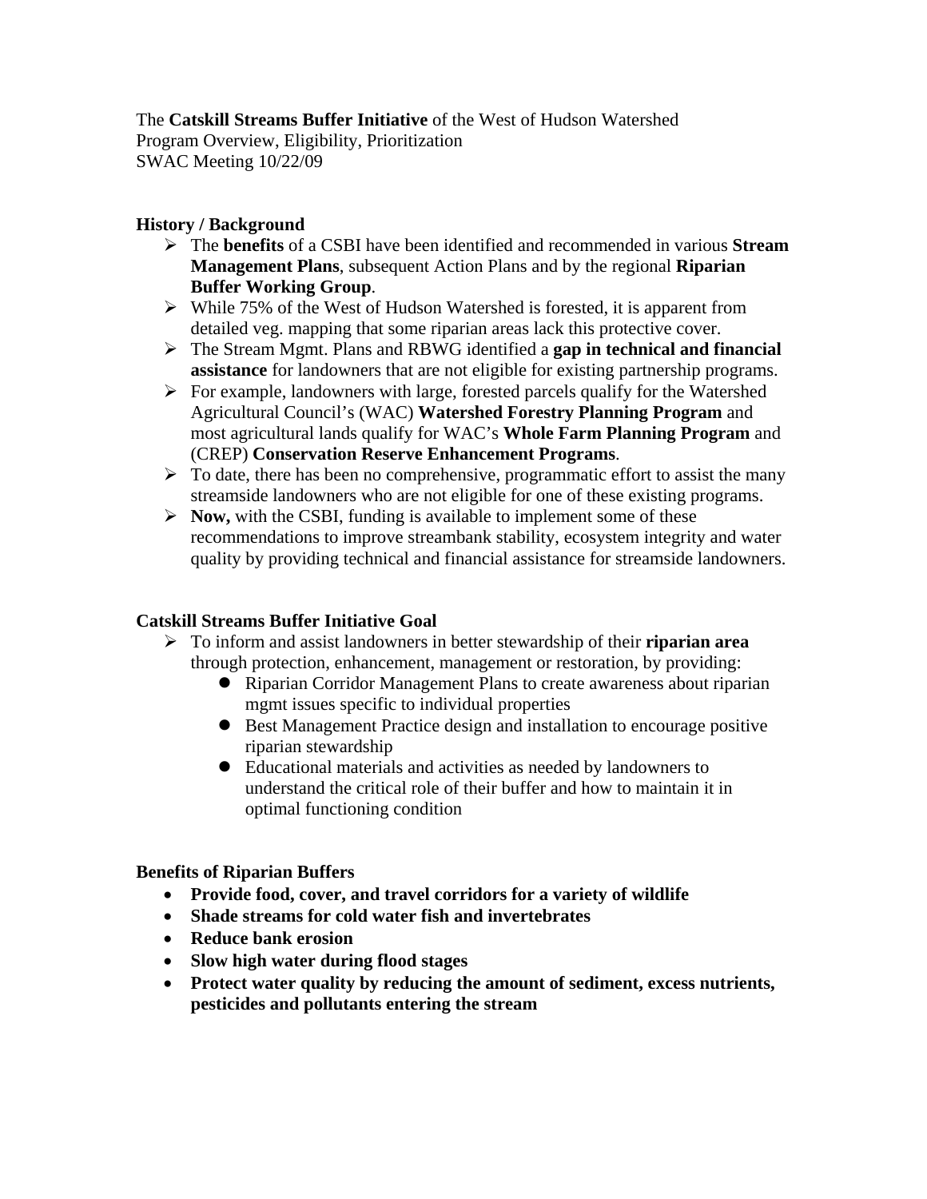The **Catskill Streams Buffer Initiative** of the West of Hudson Watershed
Program Overview, Eligibility, Prioritization
SWAC Meeting 10/22/09

**History / Background**

- The **benefits** of a CSBI have been identified and recommended in various **Stream Management Plans**, subsequent Action Plans and by the regional **Riparian Buffer Working Group**.
- While 75% of the West of Hudson Watershed is forested, it is apparent from detailed veg. mapping that some riparian areas lack this protective cover.
- The Stream Mgmt. Plans and RBWG identified a **gap in technical and financial assistance** for landowners that are not eligible for existing partnership programs.
- For example, landowners with large, forested parcels qualify for the Watershed Agricultural Council's (WAC) **Watershed Forestry Planning Program** and most agricultural lands qualify for WAC's **Whole Farm Planning Program** and (CREP) **Conservation Reserve Enhancement Programs**.
- To date, there has been no comprehensive, programmatic effort to assist the many streamside landowners who are not eligible for one of these existing programs.
- **Now,** with the CSBI, funding is available to implement some of these recommendations to improve streambank stability, ecosystem integrity and water quality by providing technical and financial assistance for streamside landowners.

**Catskill Streams Buffer Initiative Goal**

- To inform and assist landowners in better stewardship of their **riparian area** through protection, enhancement, management or restoration, by providing:
  - Riparian Corridor Management Plans to create awareness about riparian mgmt issues specific to individual properties
  - Best Management Practice design and installation to encourage positive riparian stewardship
  - Educational materials and activities as needed by landowners to understand the critical role of their buffer and how to maintain it in optimal functioning condition

**Benefits of Riparian Buffers**

- **Provide food, cover, and travel corridors for a variety of wildlife**
- **Shade streams for cold water fish and invertebrates**
- **Reduce bank erosion**
- **Slow high water during flood stages**
- **Protect water quality by reducing the amount of sediment, excess nutrients, pesticides and pollutants entering the stream**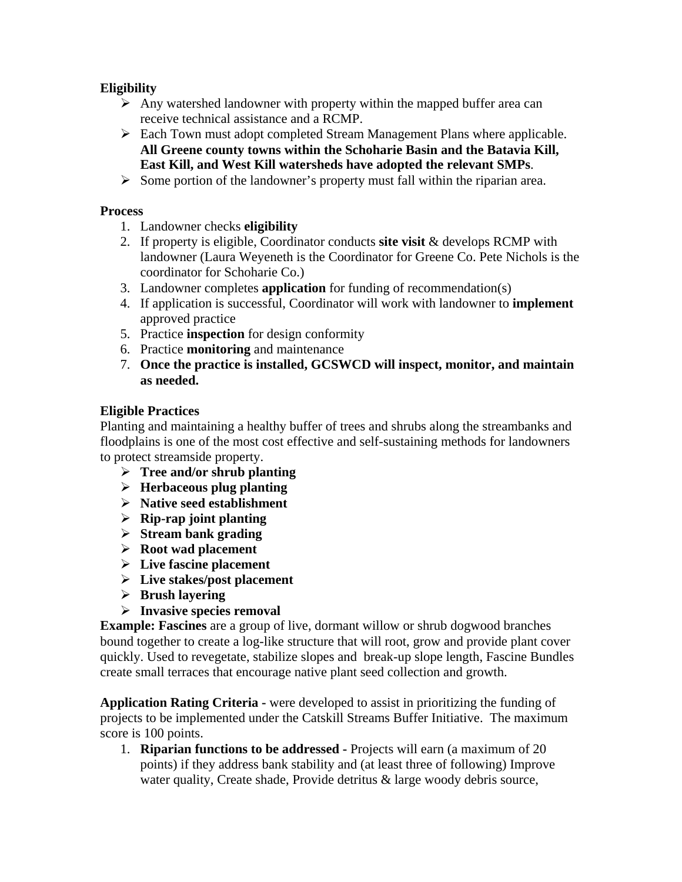**Eligibility**

- Any watershed landowner with property within the mapped buffer area can receive technical assistance and a RCMP.
- Each Town must adopt completed Stream Management Plans where applicable. **All Greene county towns within the Schoharie Basin and the Batavia Kill, East Kill, and West Kill watersheds have adopted the relevant SMPs**.
- Some portion of the landowner's property must fall within the riparian area.

**Process**

1. Landowner checks **eligibility**
2. If property is eligible, Coordinator conducts **site visit** & develops RCMP with landowner (Laura Weyeneth is the Coordinator for Greene Co. Pete Nichols is the coordinator for Schoharie Co.)
3. Landowner completes **application** for funding of recommendation(s)
4. If application is successful, Coordinator will work with landowner to **implement** approved practice
5. Practice **inspection** for design conformity
6. Practice **monitoring** and maintenance
7. **Once the practice is installed, GCSWCD will inspect, monitor, and maintain as needed.**

**Eligible Practices**

Planting and maintaining a healthy buffer of trees and shrubs along the streambanks and floodplains is one of the most cost effective and self-sustaining methods for landowners to protect streamside property.

- **Tree and/or shrub planting**
- **Herbaceous plug planting**
- **Native seed establishment**
- **Rip-rap joint planting**
- **Stream bank grading**
- **Root wad placement**
- **Live fascine placement**
- **Live stakes/post placement**
- **Brush layering**
- **Invasive species removal**

**Example: Fascines** are a group of live, dormant willow or shrub dogwood branches bound together to create a log-like structure that will root, grow and provide plant cover quickly. Used to revegetate, stabilize slopes and break-up slope length, Fascine Bundles create small terraces that encourage native plant seed collection and growth.

**Application Rating Criteria -** were developed to assist in prioritizing the funding of projects to be implemented under the Catskill Streams Buffer Initiative. The maximum score is 100 points.

1. **Riparian functions to be addressed -** Projects will earn (a maximum of 20 points) if they address bank stability and (at least three of following) Improve water quality, Create shade, Provide detritus & large woody debris source,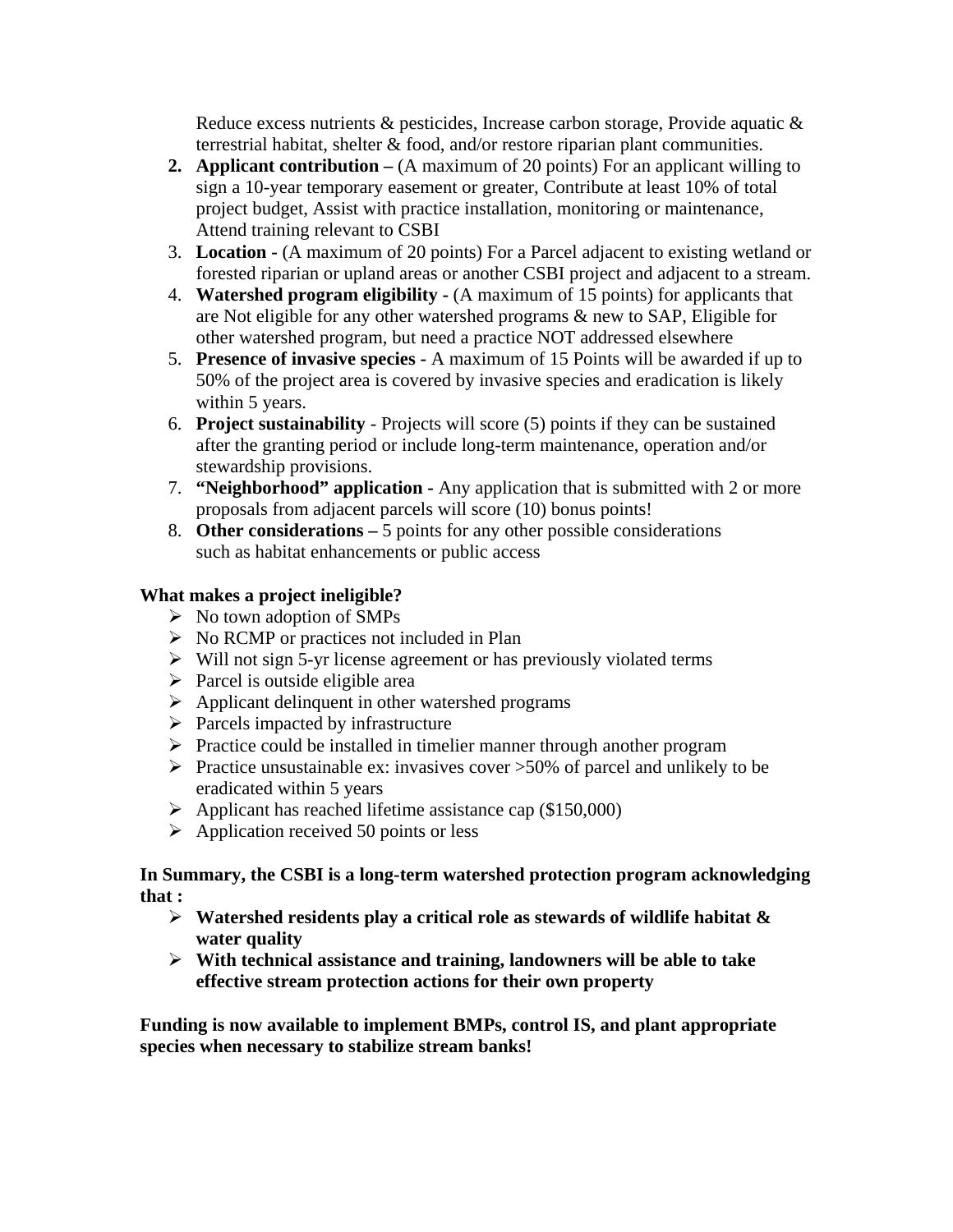Reduce excess nutrients & pesticides, Increase carbon storage, Provide aquatic & terrestrial habitat, shelter & food, and/or restore riparian plant communities.

2. **Applicant contribution –** (A maximum of 20 points) For an applicant willing to sign a 10-year temporary easement or greater, Contribute at least 10% of total project budget, Assist with practice installation, monitoring or maintenance, Attend training relevant to CSBI
3. **Location -** (A maximum of 20 points) For a Parcel adjacent to existing wetland or forested riparian or upland areas or another CSBI project and adjacent to a stream.
4. **Watershed program eligibility -** (A maximum of 15 points) for applicants that are Not eligible for any other watershed programs & new to SAP, Eligible for other watershed program, but need a practice NOT addressed elsewhere
5. **Presence of invasive species -** A maximum of 15 Points will be awarded if up to 50% of the project area is covered by invasive species and eradication is likely within 5 years.
6. **Project sustainability** - Projects will score (5) points if they can be sustained after the granting period or include long-term maintenance, operation and/or stewardship provisions.
7. **"Neighborhood" application -** Any application that is submitted with 2 or more proposals from adjacent parcels will score (10) bonus points!
8. **Other considerations –** 5 points for any other possible considerations such as habitat enhancements or public access

**What makes a project ineligible?**

- No town adoption of SMPs
- No RCMP or practices not included in Plan
- Will not sign 5-yr license agreement or has previously violated terms
- Parcel is outside eligible area
- Applicant delinquent in other watershed programs
- Parcels impacted by infrastructure
- Practice could be installed in timelier manner through another program
- Practice unsustainable ex: invasives cover >50% of parcel and unlikely to be eradicated within 5 years
- Applicant has reached lifetime assistance cap ($150,000)
- Application received 50 points or less

**In Summary, the CSBI is a long-term watershed protection program acknowledging that :**

- **Watershed residents play a critical role as stewards of wildlife habitat & water quality**
- **With technical assistance and training, landowners will be able to take effective stream protection actions for their own property**

**Funding is now available to implement BMPs, control IS, and plant appropriate species when necessary to stabilize stream banks!**